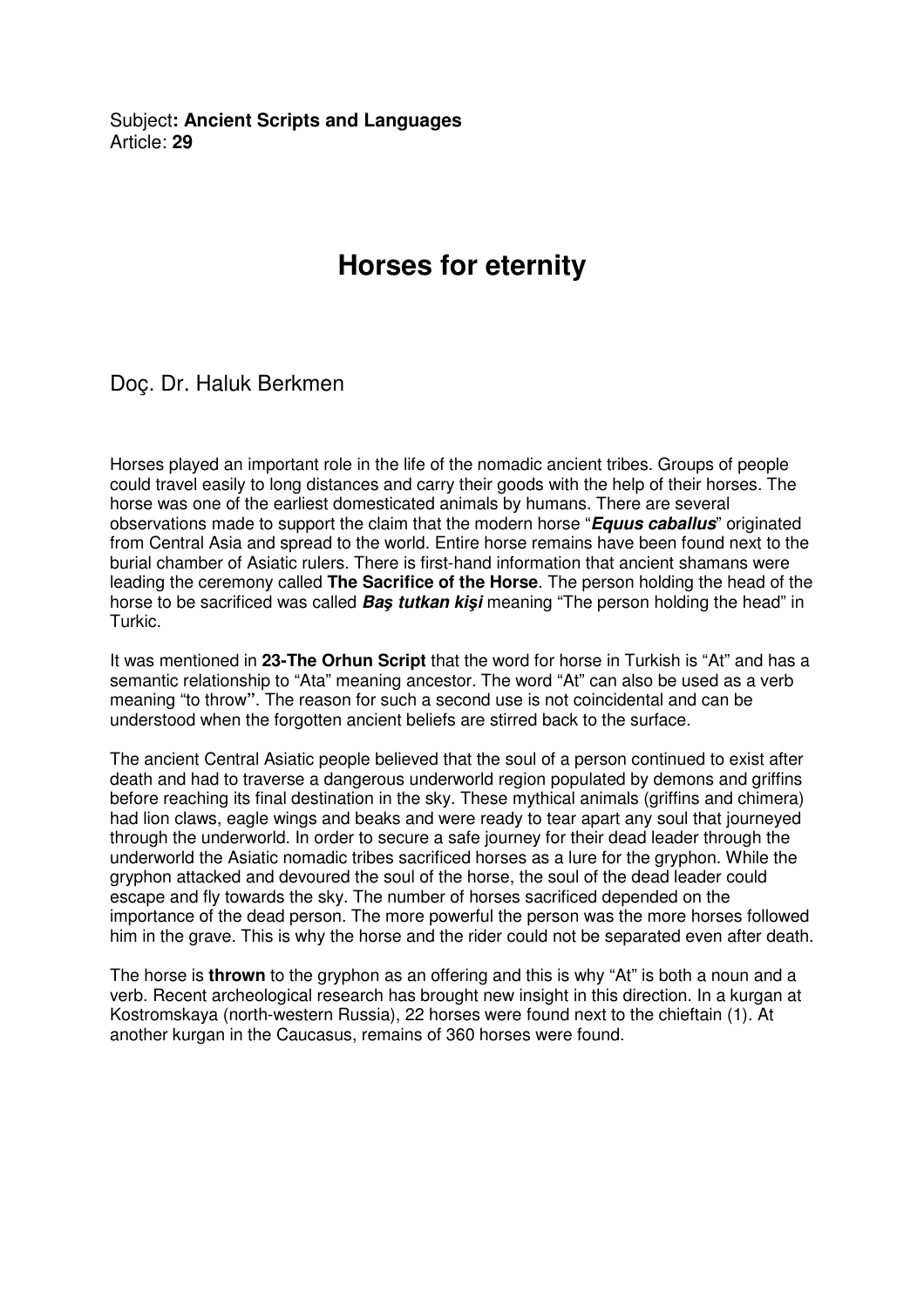Subject**: Ancient Scripts and Languages**
Article: **29**

# Horses for eternity

Doç. Dr. Haluk Berkmen

Horses played an important role in the life of the nomadic ancient tribes. Groups of people could travel easily to long distances and carry their goods with the help of their horses. The horse was one of the earliest domesticated animals by humans. There are several observations made to support the claim that the modern horse "***Equus caballus***" originated from Central Asia and spread to the world. Entire horse remains have been found next to the burial chamber of Asiatic rulers. There is first-hand information that ancient shamans were leading the ceremony called **The Sacrifice of the Horse**. The person holding the head of the horse to be sacrificed was called ***Baş tutkan kişi*** meaning "The person holding the head" in Turkic.

It was mentioned in **23-The Orhun Script** that the word for horse in Turkish is "At" and has a semantic relationship to "Ata" meaning ancestor. The word "At" can also be used as a verb meaning "to throw**"**. The reason for such a second use is not coincidental and can be understood when the forgotten ancient beliefs are stirred back to the surface.

The ancient Central Asiatic people believed that the soul of a person continued to exist after death and had to traverse a dangerous underworld region populated by demons and griffins before reaching its final destination in the sky. These mythical animals (griffins and chimera) had lion claws, eagle wings and beaks and were ready to tear apart any soul that journeyed through the underworld. In order to secure a safe journey for their dead leader through the underworld the Asiatic nomadic tribes sacrificed horses as a lure for the gryphon. While the gryphon attacked and devoured the soul of the horse, the soul of the dead leader could escape and fly towards the sky. The number of horses sacrificed depended on the importance of the dead person. The more powerful the person was the more horses followed him in the grave. This is why the horse and the rider could not be separated even after death.

The horse is **thrown** to the gryphon as an offering and this is why "At" is both a noun and a verb. Recent archeological research has brought new insight in this direction. In a kurgan at Kostromskaya (north-western Russia), 22 horses were found next to the chieftain (1). At another kurgan in the Caucasus, remains of 360 horses were found.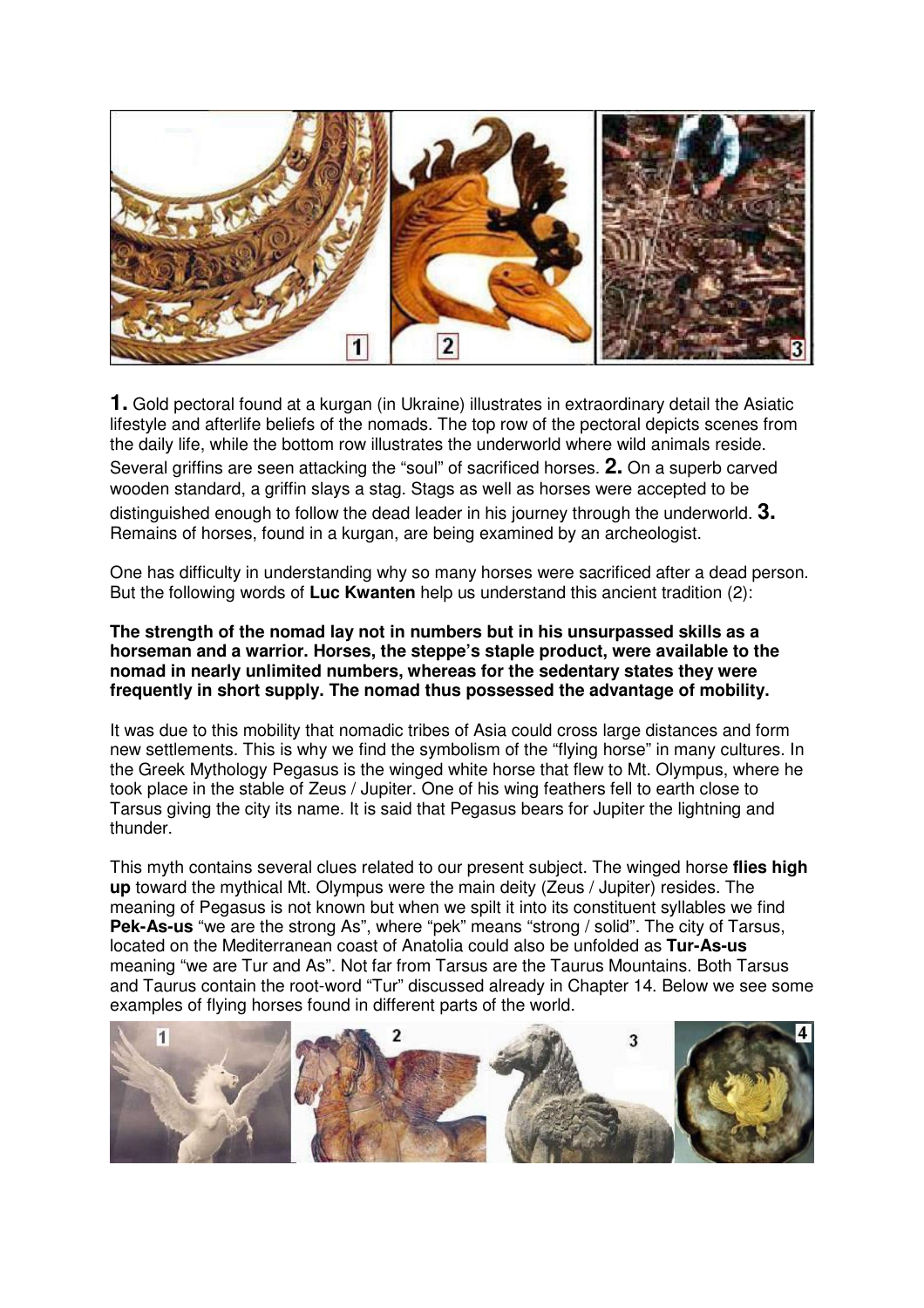**1.** Gold pectoral found at a kurgan (in Ukraine) illustrates in extraordinary detail the Asiatic lifestyle and afterlife beliefs of the nomads. The top row of the pectoral depicts scenes from the daily life, while the bottom row illustrates the underworld where wild animals reside. Several griffins are seen attacking the "soul" of sacrificed horses. **2.** On a superb carved wooden standard, a griffin slays a stag. Stags as well as horses were accepted to be distinguished enough to follow the dead leader in his journey through the underworld. **3.** Remains of horses, found in a kurgan, are being examined by an archeologist.

One has difficulty in understanding why so many horses were sacrificed after a dead person. But the following words of **Luc Kwanten** help us understand this ancient tradition (2):

**The strength of the nomad lay not in numbers but in his unsurpassed skills as a horseman and a warrior. Horses, the steppe's staple product, were available to the nomad in nearly unlimited numbers, whereas for the sedentary states they were frequently in short supply. The nomad thus possessed the advantage of mobility.**

It was due to this mobility that nomadic tribes of Asia could cross large distances and form new settlements. This is why we find the symbolism of the "flying horse" in many cultures. In the Greek Mythology Pegasus is the winged white horse that flew to Mt. Olympus, where he took place in the stable of Zeus / Jupiter. One of his wing feathers fell to earth close to Tarsus giving the city its name. It is said that Pegasus bears for Jupiter the lightning and thunder.

This myth contains several clues related to our present subject. The winged horse **flies high up** toward the mythical Mt. Olympus were the main deity (Zeus / Jupiter) resides. The meaning of Pegasus is not known but when we spilt it into its constituent syllables we find **Pek-As-us** "we are the strong As", where "pek" means "strong / solid". The city of Tarsus, located on the Mediterranean coast of Anatolia could also be unfolded as **Tur-As-us** meaning "we are Tur and As". Not far from Tarsus are the Taurus Mountains. Both Tarsus and Taurus contain the root-word "Tur" discussed already in Chapter 14. Below we see some examples of flying horses found in different parts of the world.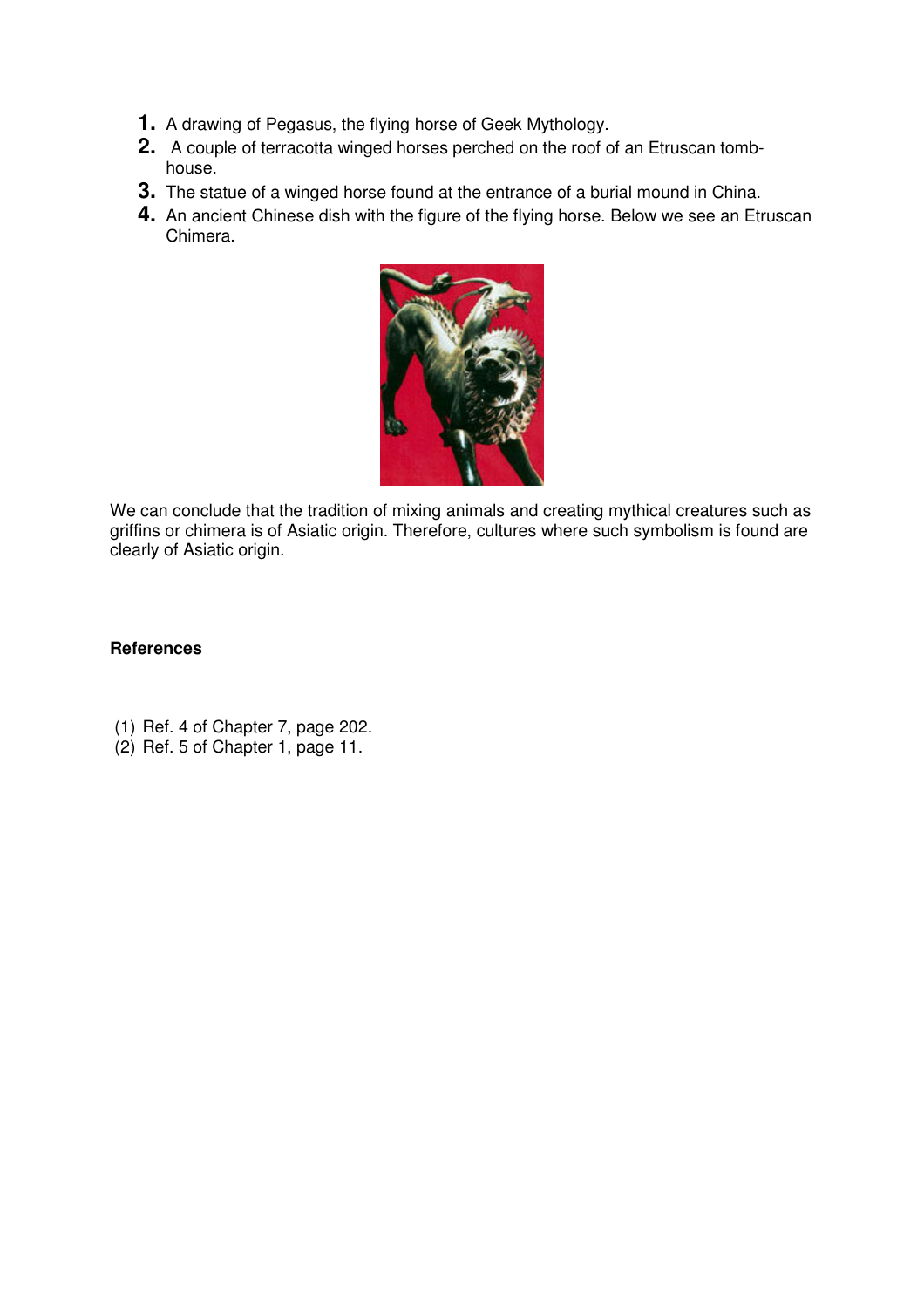1. A drawing of Pegasus, the flying horse of Geek Mythology.
2. A couple of terracotta winged horses perched on the roof of an Etruscan tomb-house.
3. The statue of a winged horse found at the entrance of a burial mound in China.
4. An ancient Chinese dish with the figure of the flying horse. Below we see an Etruscan Chimera.

We can conclude that the tradition of mixing animals and creating mythical creatures such as griffins or chimera is of Asiatic origin. Therefore, cultures where such symbolism is found are clearly of Asiatic origin.

**References**

(1) Ref. 4 of Chapter 7, page 202.
(2) Ref. 5 of Chapter 1, page 11.